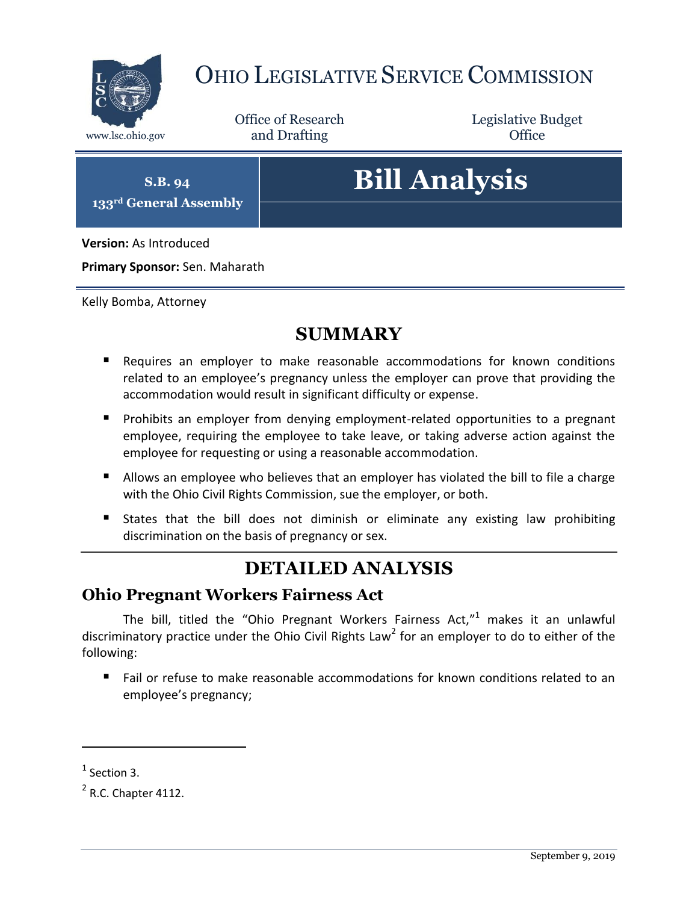# OHIO LEGISLATIVE SERVICE COMMISSION

www.lsc.ohio.gov

Office of Research and Drafting

Legislative Budget Office

**S.B. 94**
**133rd General Assembly**

# Bill Analysis

**Version:** As Introduced

**Primary Sponsor:** Sen. Maharath

Kelly Bomba, Attorney

## SUMMARY

- Requires an employer to make reasonable accommodations for known conditions related to an employee's pregnancy unless the employer can prove that providing the accommodation would result in significant difficulty or expense.
- Prohibits an employer from denying employment-related opportunities to a pregnant employee, requiring the employee to take leave, or taking adverse action against the employee for requesting or using a reasonable accommodation.
- Allows an employee who believes that an employer has violated the bill to file a charge with the Ohio Civil Rights Commission, sue the employer, or both.
- States that the bill does not diminish or eliminate any existing law prohibiting discrimination on the basis of pregnancy or sex.

## DETAILED ANALYSIS

### Ohio Pregnant Workers Fairness Act

The bill, titled the "Ohio Pregnant Workers Fairness Act,"[1] makes it an unlawful discriminatory practice under the Ohio Civil Rights Law[2] for an employer to do to either of the following:

- Fail or refuse to make reasonable accommodations for known conditions related to an employee's pregnancy;

---

[1] Section 3.

[2] R.C. Chapter 4112.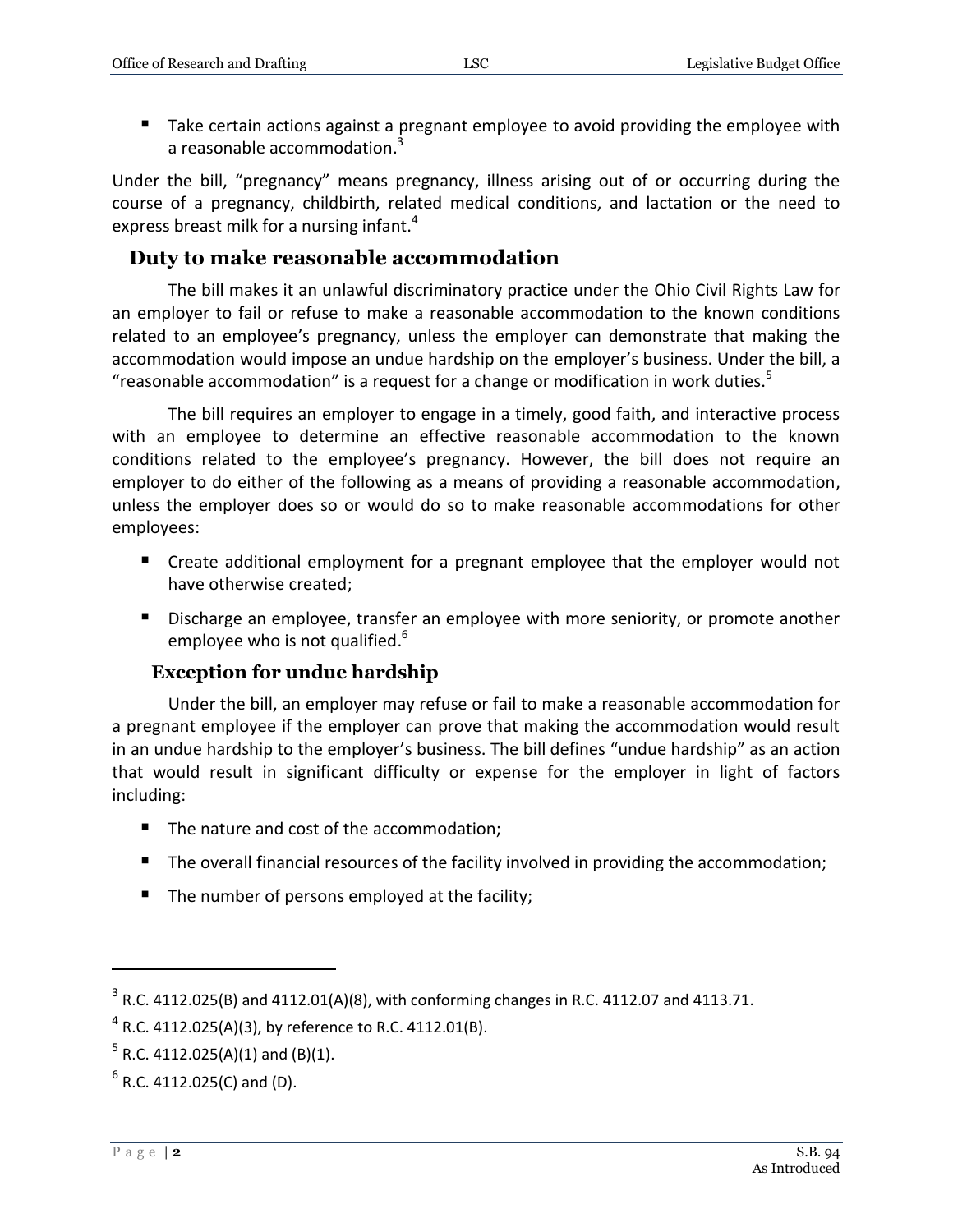- Take certain actions against a pregnant employee to avoid providing the employee with a reasonable accommodation.[3]

Under the bill, "pregnancy" means pregnancy, illness arising out of or occurring during the course of a pregnancy, childbirth, related medical conditions, and lactation or the need to express breast milk for a nursing infant.[4]

## Duty to make reasonable accommodation

The bill makes it an unlawful discriminatory practice under the Ohio Civil Rights Law for an employer to fail or refuse to make a reasonable accommodation to the known conditions related to an employee's pregnancy, unless the employer can demonstrate that making the accommodation would impose an undue hardship on the employer's business. Under the bill, a "reasonable accommodation" is a request for a change or modification in work duties.[5]

The bill requires an employer to engage in a timely, good faith, and interactive process with an employee to determine an effective reasonable accommodation to the known conditions related to the employee's pregnancy. However, the bill does not require an employer to do either of the following as a means of providing a reasonable accommodation, unless the employer does so or would do so to make reasonable accommodations for other employees:

- Create additional employment for a pregnant employee that the employer would not have otherwise created;
- Discharge an employee, transfer an employee with more seniority, or promote another employee who is not qualified.[6]

### Exception for undue hardship

Under the bill, an employer may refuse or fail to make a reasonable accommodation for a pregnant employee if the employer can prove that making the accommodation would result in an undue hardship to the employer's business. The bill defines "undue hardship" as an action that would result in significant difficulty or expense for the employer in light of factors including:

- The nature and cost of the accommodation;
- The overall financial resources of the facility involved in providing the accommodation;
- The number of persons employed at the facility;

---

[3] R.C. 4112.025(B) and 4112.01(A)(8), with conforming changes in R.C. 4112.07 and 4113.71.

[4] R.C. 4112.025(A)(3), by reference to R.C. 4112.01(B).

[5] R.C. 4112.025(A)(1) and (B)(1).

[6] R.C. 4112.025(C) and (D).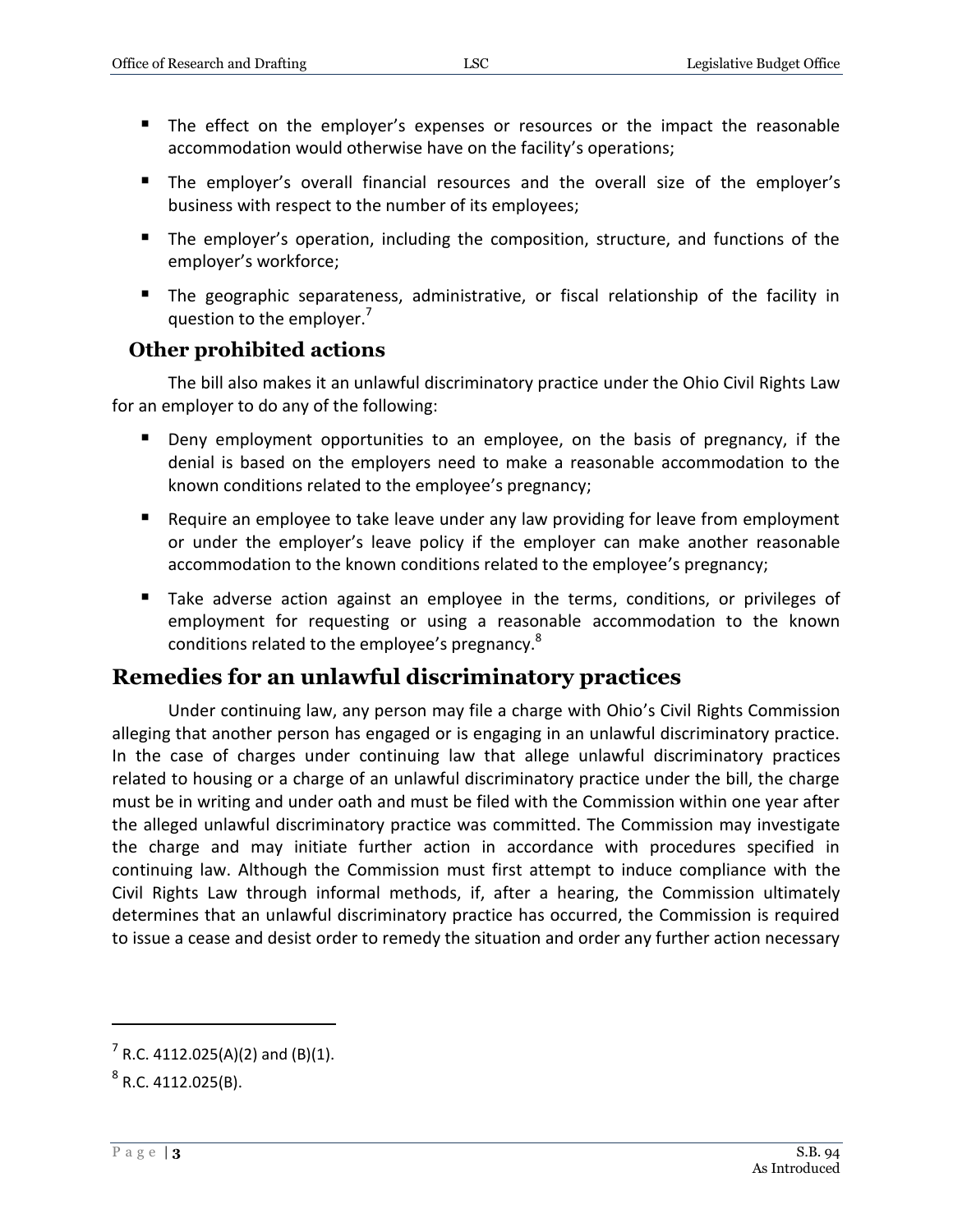- The effect on the employer's expenses or resources or the impact the reasonable accommodation would otherwise have on the facility's operations;
- The employer's overall financial resources and the overall size of the employer's business with respect to the number of its employees;
- The employer's operation, including the composition, structure, and functions of the employer's workforce;
- The geographic separateness, administrative, or fiscal relationship of the facility in question to the employer.[7]

### Other prohibited actions

The bill also makes it an unlawful discriminatory practice under the Ohio Civil Rights Law for an employer to do any of the following:

- Deny employment opportunities to an employee, on the basis of pregnancy, if the denial is based on the employers need to make a reasonable accommodation to the known conditions related to the employee's pregnancy;
- Require an employee to take leave under any law providing for leave from employment or under the employer's leave policy if the employer can make another reasonable accommodation to the known conditions related to the employee's pregnancy;
- Take adverse action against an employee in the terms, conditions, or privileges of employment for requesting or using a reasonable accommodation to the known conditions related to the employee's pregnancy.[8]

## Remedies for an unlawful discriminatory practices

Under continuing law, any person may file a charge with Ohio's Civil Rights Commission alleging that another person has engaged or is engaging in an unlawful discriminatory practice. In the case of charges under continuing law that allege unlawful discriminatory practices related to housing or a charge of an unlawful discriminatory practice under the bill, the charge must be in writing and under oath and must be filed with the Commission within one year after the alleged unlawful discriminatory practice was committed. The Commission may investigate the charge and may initiate further action in accordance with procedures specified in continuing law. Although the Commission must first attempt to induce compliance with the Civil Rights Law through informal methods, if, after a hearing, the Commission ultimately determines that an unlawful discriminatory practice has occurred, the Commission is required to issue a cease and desist order to remedy the situation and order any further action necessary

---

[7] R.C. 4112.025(A)(2) and (B)(1).

[8] R.C. 4112.025(B).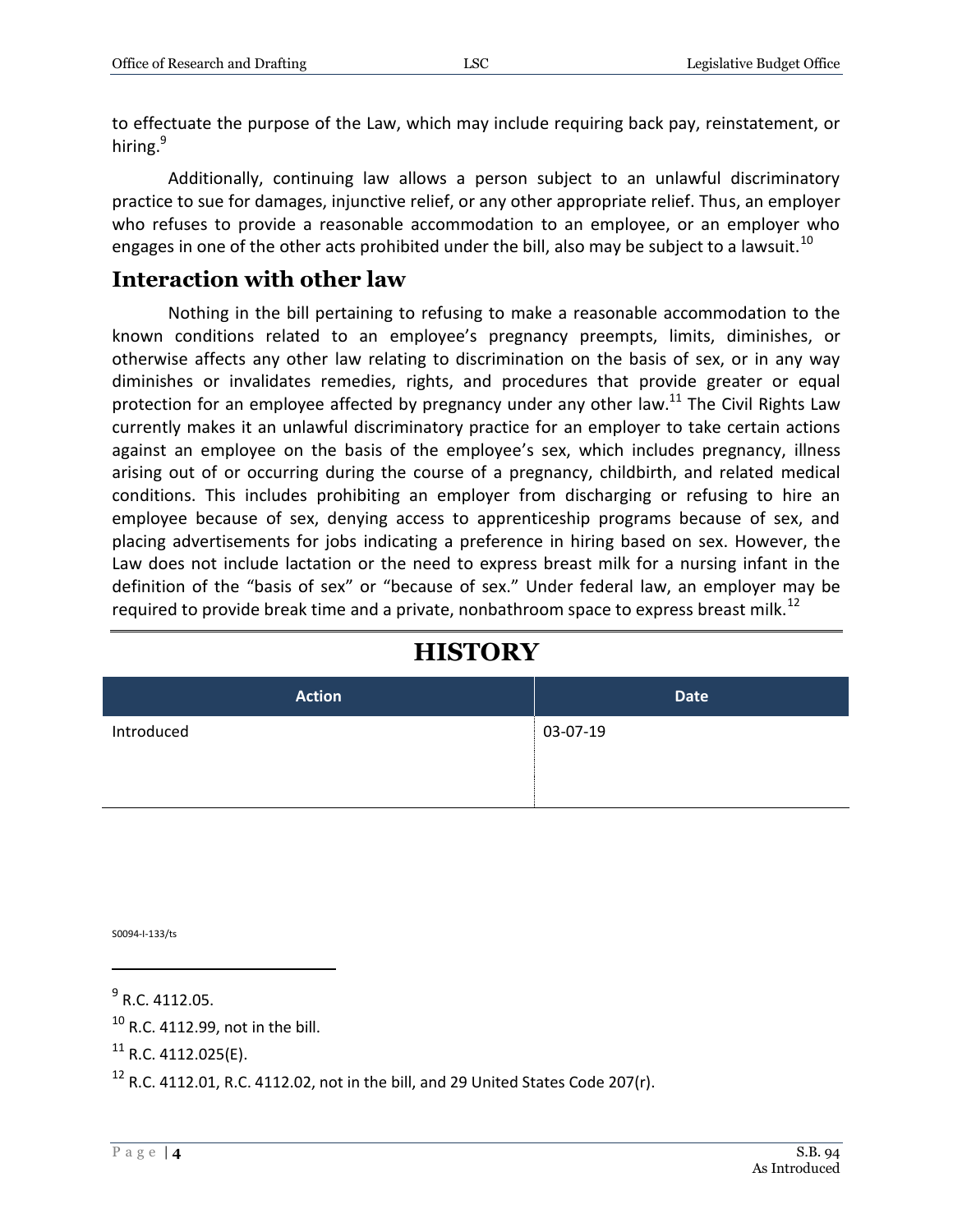to effectuate the purpose of the Law, which may include requiring back pay, reinstatement, or hiring.[9]

Additionally, continuing law allows a person subject to an unlawful discriminatory practice to sue for damages, injunctive relief, or any other appropriate relief. Thus, an employer who refuses to provide a reasonable accommodation to an employee, or an employer who engages in one of the other acts prohibited under the bill, also may be subject to a lawsuit.[10]

## Interaction with other law

Nothing in the bill pertaining to refusing to make a reasonable accommodation to the known conditions related to an employee's pregnancy preempts, limits, diminishes, or otherwise affects any other law relating to discrimination on the basis of sex, or in any way diminishes or invalidates remedies, rights, and procedures that provide greater or equal protection for an employee affected by pregnancy under any other law.[11] The Civil Rights Law currently makes it an unlawful discriminatory practice for an employer to take certain actions against an employee on the basis of the employee's sex, which includes pregnancy, illness arising out of or occurring during the course of a pregnancy, childbirth, and related medical conditions. This includes prohibiting an employer from discharging or refusing to hire an employee because of sex, denying access to apprenticeship programs because of sex, and placing advertisements for jobs indicating a preference in hiring based on sex. However, the Law does not include lactation or the need to express breast milk for a nursing infant in the definition of the "basis of sex" or "because of sex." Under federal law, an employer may be required to provide break time and a private, nonbathroom space to express breast milk.[12]

# HISTORY

| Action | Date |
|---|---|
| Introduced | 03-07-19 |

S0094-I-133/ts

[9] R.C. 4112.05.

[10] R.C. 4112.99, not in the bill.

[11] R.C. 4112.025(E).

[12] R.C. 4112.01, R.C. 4112.02, not in the bill, and 29 United States Code 207(r).